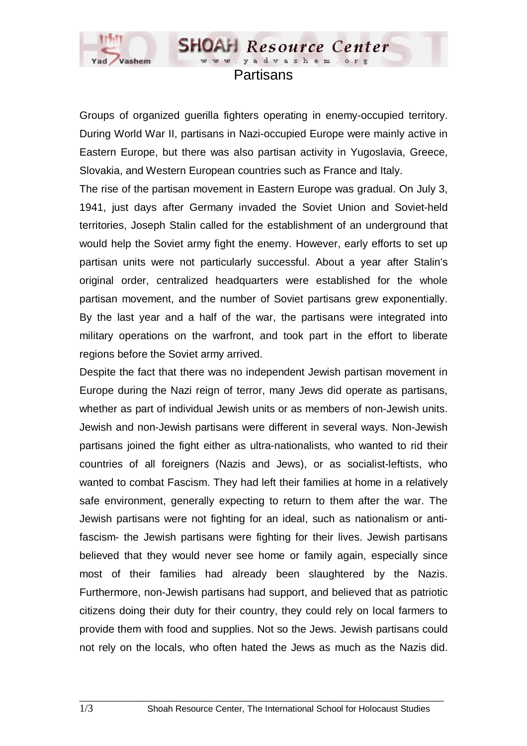# Partisans

Groups of organized guerilla fighters operating in enemy-occupied territory. During World War II, partisans in Nazi-occupied Europe were mainly active in Eastern Europe, but there was also partisan activity in Yugoslavia, Greece, Slovakia, and Western European countries such as France and Italy.

The rise of the partisan movement in Eastern Europe was gradual. On July 3, 1941, just days after Germany invaded the Soviet Union and Soviet-held territories, Joseph Stalin called for the establishment of an underground that would help the Soviet army fight the enemy. However, early efforts to set up partisan units were not particularly successful. About a year after Stalin's original order, centralized headquarters were established for the whole partisan movement, and the number of Soviet partisans grew exponentially. By the last year and a half of the war, the partisans were integrated into military operations on the warfront, and took part in the effort to liberate regions before the Soviet army arrived.

Despite the fact that there was no independent Jewish partisan movement in Europe during the Nazi reign of terror, many Jews did operate as partisans, whether as part of individual Jewish units or as members of non-Jewish units. Jewish and non-Jewish partisans were different in several ways. Non-Jewish partisans joined the fight either as ultra-nationalists, who wanted to rid their countries of all foreigners (Nazis and Jews), or as socialist-leftists, who wanted to combat Fascism. They had left their families at home in a relatively safe environment, generally expecting to return to them after the war. The Jewish partisans were not fighting for an ideal, such as nationalism or anti-fascism- the Jewish partisans were fighting for their lives. Jewish partisans believed that they would never see home or family again, especially since most of their families had already been slaughtered by the Nazis. Furthermore, non-Jewish partisans had support, and believed that as patriotic citizens doing their duty for their country, they could rely on local farmers to provide them with food and supplies. Not so the Jews. Jewish partisans could not rely on the locals, who often hated the Jews as much as the Nazis did.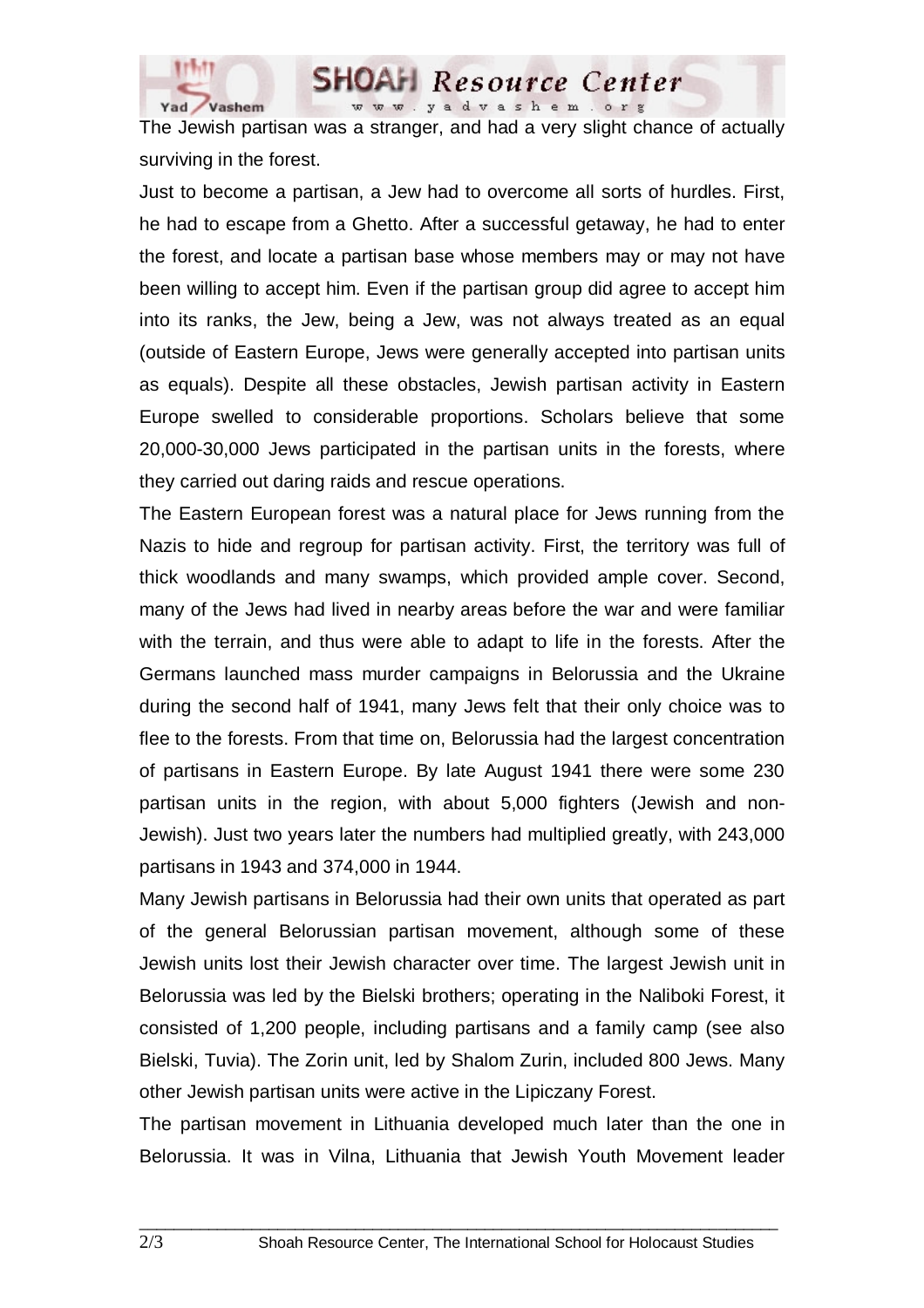The Jewish partisan was a stranger, and had a very slight chance of actually surviving in the forest.

Just to become a partisan, a Jew had to overcome all sorts of hurdles. First, he had to escape from a Ghetto. After a successful getaway, he had to enter the forest, and locate a partisan base whose members may or may not have been willing to accept him. Even if the partisan group did agree to accept him into its ranks, the Jew, being a Jew, was not always treated as an equal (outside of Eastern Europe, Jews were generally accepted into partisan units as equals). Despite all these obstacles, Jewish partisan activity in Eastern Europe swelled to considerable proportions. Scholars believe that some 20,000-30,000 Jews participated in the partisan units in the forests, where they carried out daring raids and rescue operations.

The Eastern European forest was a natural place for Jews running from the Nazis to hide and regroup for partisan activity. First, the territory was full of thick woodlands and many swamps, which provided ample cover. Second, many of the Jews had lived in nearby areas before the war and were familiar with the terrain, and thus were able to adapt to life in the forests. After the Germans launched mass murder campaigns in Belorussia and the Ukraine during the second half of 1941, many Jews felt that their only choice was to flee to the forests. From that time on, Belorussia had the largest concentration of partisans in Eastern Europe. By late August 1941 there were some 230 partisan units in the region, with about 5,000 fighters (Jewish and non-Jewish). Just two years later the numbers had multiplied greatly, with 243,000 partisans in 1943 and 374,000 in 1944.

Many Jewish partisans in Belorussia had their own units that operated as part of the general Belorussian partisan movement, although some of these Jewish units lost their Jewish character over time. The largest Jewish unit in Belorussia was led by the Bielski brothers; operating in the Naliboki Forest, it consisted of 1,200 people, including partisans and a family camp (see also Bielski, Tuvia). The Zorin unit, led by Shalom Zurin, included 800 Jews. Many other Jewish partisan units were active in the Lipiczany Forest.

The partisan movement in Lithuania developed much later than the one in Belorussia. It was in Vilna, Lithuania that Jewish Youth Movement leader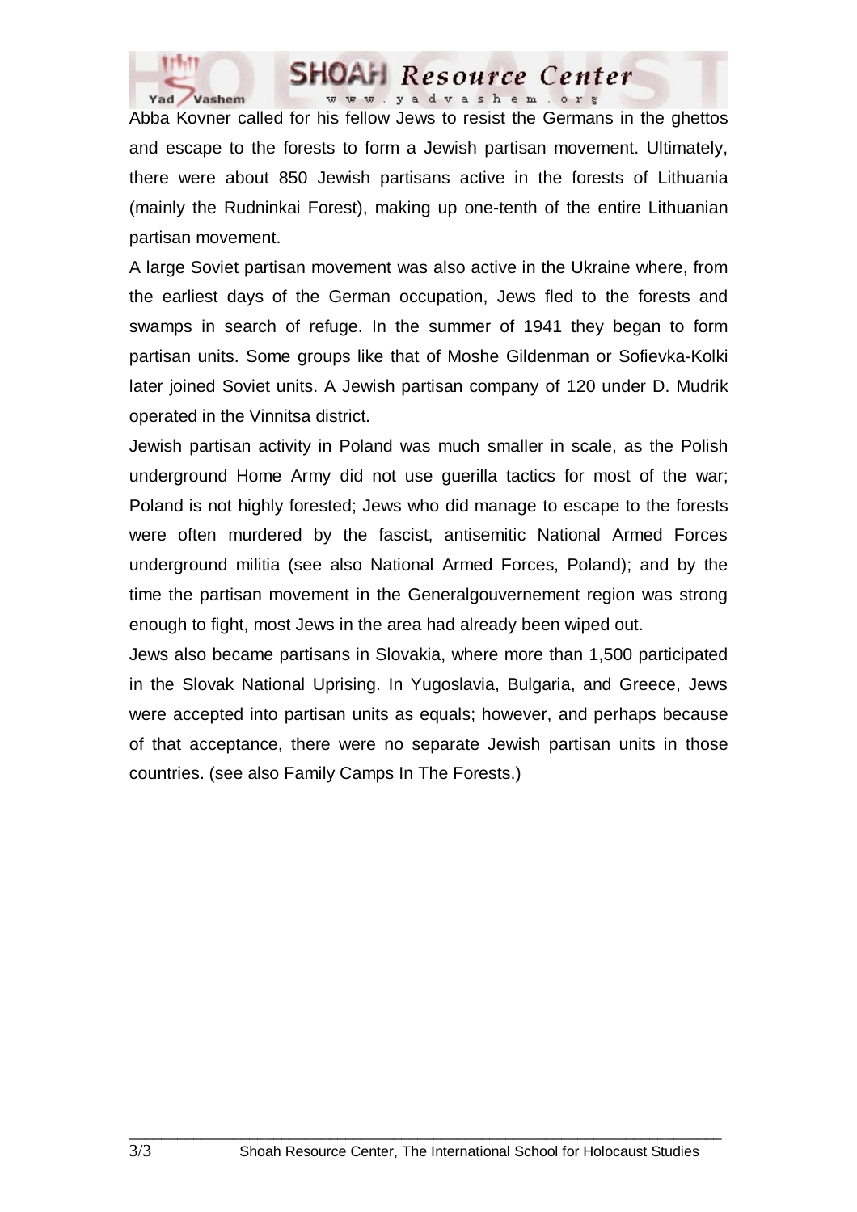Abba Kovner called for his fellow Jews to resist the Germans in the ghettos and escape to the forests to form a Jewish partisan movement. Ultimately, there were about 850 Jewish partisans active in the forests of Lithuania (mainly the Rudninkai Forest), making up one-tenth of the entire Lithuanian partisan movement.

A large Soviet partisan movement was also active in the Ukraine where, from the earliest days of the German occupation, Jews fled to the forests and swamps in search of refuge. In the summer of 1941 they began to form partisan units. Some groups like that of Moshe Gildenman or Sofievka-Kolki later joined Soviet units. A Jewish partisan company of 120 under D. Mudrik operated in the Vinnitsa district.

Jewish partisan activity in Poland was much smaller in scale, as the Polish underground Home Army did not use guerilla tactics for most of the war; Poland is not highly forested; Jews who did manage to escape to the forests were often murdered by the fascist, antisemitic National Armed Forces underground militia (see also National Armed Forces, Poland); and by the time the partisan movement in the Generalgouvernement region was strong enough to fight, most Jews in the area had already been wiped out.

Jews also became partisans in Slovakia, where more than 1,500 participated in the Slovak National Uprising. In Yugoslavia, Bulgaria, and Greece, Jews were accepted into partisan units as equals; however, and perhaps because of that acceptance, there were no separate Jewish partisan units in those countries. (see also Family Camps In The Forests.)